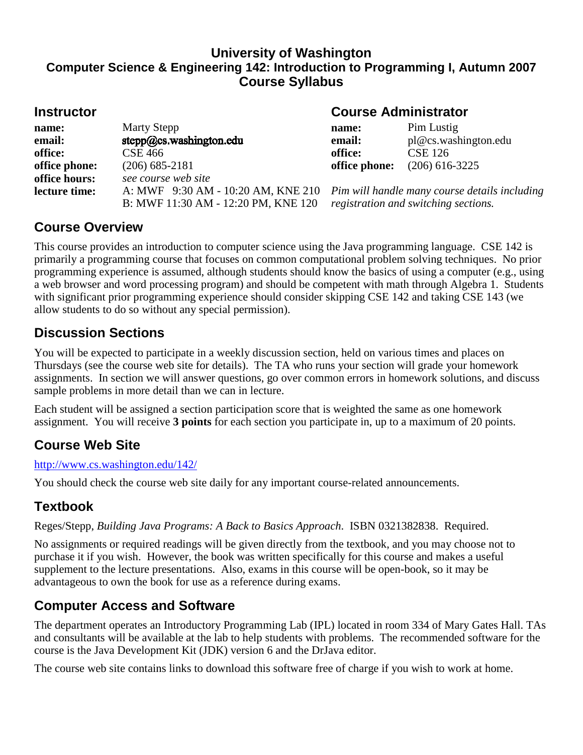# University of Washington
## Computer Science & Engineering 142: Introduction to Programming I, Autumn 2007
## Course Syllabus

## Instructor

**name:** Marty Stepp
**email:** stepp@cs.washington.edu
**office:** CSE 466
**office phone:** (206) 685-2181
**office hours:** *see course web site*
**lecture time:** A: MWF 9:30 AM - 10:20 AM, KNE 210
B: MWF 11:30 AM - 12:20 PM, KNE 120

## Course Administrator

**name:** Pim Lustig
**email:** pl@cs.washington.edu
**office:** CSE 126
**office phone:** (206) 616-3225

*Pim will handle many course details including registration and switching sections.*

## Course Overview

This course provides an introduction to computer science using the Java programming language. CSE 142 is primarily a programming course that focuses on common computational problem solving techniques. No prior programming experience is assumed, although students should know the basics of using a computer (e.g., using a web browser and word processing program) and should be competent with math through Algebra 1. Students with significant prior programming experience should consider skipping CSE 142 and taking CSE 143 (we allow students to do so without any special permission).

## Discussion Sections

You will be expected to participate in a weekly discussion section, held on various times and places on Thursdays (see the course web site for details). The TA who runs your section will grade your homework assignments. In section we will answer questions, go over common errors in homework solutions, and discuss sample problems in more detail than we can in lecture.

Each student will be assigned a section participation score that is weighted the same as one homework assignment. You will receive **3 points** for each section you participate in, up to a maximum of 20 points.

## Course Web Site

http://www.cs.washington.edu/142/

You should check the course web site daily for any important course-related announcements.

## Textbook

Reges/Stepp, *Building Java Programs: A Back to Basics Approach*. ISBN 0321382838. Required.

No assignments or required readings will be given directly from the textbook, and you may choose not to purchase it if you wish. However, the book was written specifically for this course and makes a useful supplement to the lecture presentations. Also, exams in this course will be open-book, so it may be advantageous to own the book for use as a reference during exams.

## Computer Access and Software

The department operates an Introductory Programming Lab (IPL) located in room 334 of Mary Gates Hall. TAs and consultants will be available at the lab to help students with problems. The recommended software for the course is the Java Development Kit (JDK) version 6 and the DrJava editor.

The course web site contains links to download this software free of charge if you wish to work at home.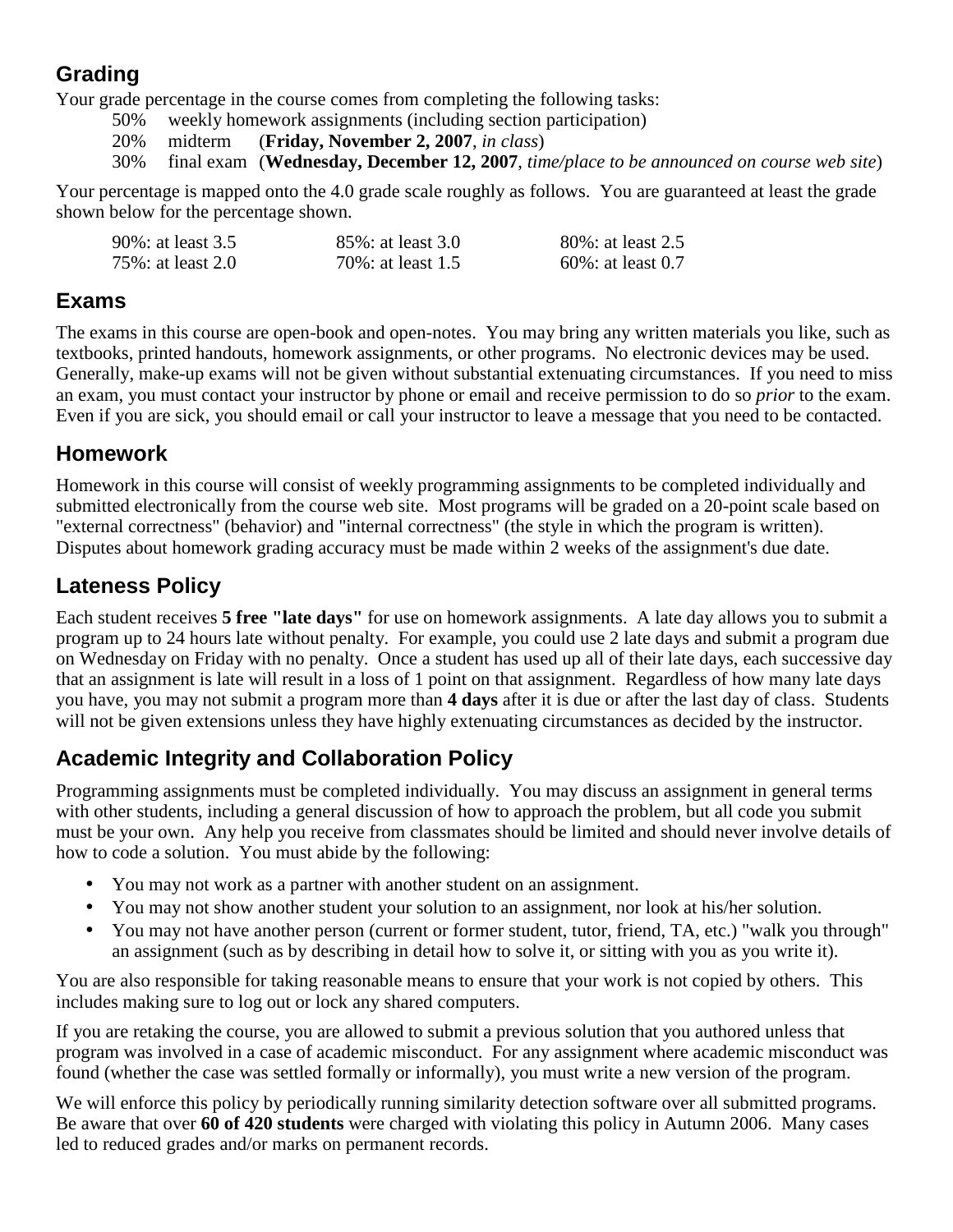## Grading

Your grade percentage in the course comes from completing the following tasks:

- 50% weekly homework assignments (including section participation)
- 20% midterm (**Friday, November 2, 2007**, *in class*)
- 30% final exam (**Wednesday, December 12, 2007**, *time/place to be announced on course web site*)

Your percentage is mapped onto the 4.0 grade scale roughly as follows. You are guaranteed at least the grade shown below for the percentage shown.

| | | |
|---|---|---|
| 90%: at least 3.5 | 85%: at least 3.0 | 80%: at least 2.5 |
| 75%: at least 2.0 | 70%: at least 1.5 | 60%: at least 0.7 |

## Exams

The exams in this course are open-book and open-notes. You may bring any written materials you like, such as textbooks, printed handouts, homework assignments, or other programs. No electronic devices may be used. Generally, make-up exams will not be given without substantial extenuating circumstances. If you need to miss an exam, you must contact your instructor by phone or email and receive permission to do so *prior* to the exam. Even if you are sick, you should email or call your instructor to leave a message that you need to be contacted.

## Homework

Homework in this course will consist of weekly programming assignments to be completed individually and submitted electronically from the course web site. Most programs will be graded on a 20-point scale based on "external correctness" (behavior) and "internal correctness" (the style in which the program is written). Disputes about homework grading accuracy must be made within 2 weeks of the assignment's due date.

## Lateness Policy

Each student receives **5 free "late days"** for use on homework assignments. A late day allows you to submit a program up to 24 hours late without penalty. For example, you could use 2 late days and submit a program due on Wednesday on Friday with no penalty. Once a student has used up all of their late days, each successive day that an assignment is late will result in a loss of 1 point on that assignment. Regardless of how many late days you have, you may not submit a program more than **4 days** after it is due or after the last day of class. Students will not be given extensions unless they have highly extenuating circumstances as decided by the instructor.

## Academic Integrity and Collaboration Policy

Programming assignments must be completed individually. You may discuss an assignment in general terms with other students, including a general discussion of how to approach the problem, but all code you submit must be your own. Any help you receive from classmates should be limited and should never involve details of how to code a solution. You must abide by the following:

- You may not work as a partner with another student on an assignment.
- You may not show another student your solution to an assignment, nor look at his/her solution.
- You may not have another person (current or former student, tutor, friend, TA, etc.) "walk you through" an assignment (such as by describing in detail how to solve it, or sitting with you as you write it).

You are also responsible for taking reasonable means to ensure that your work is not copied by others. This includes making sure to log out or lock any shared computers.

If you are retaking the course, you are allowed to submit a previous solution that you authored unless that program was involved in a case of academic misconduct. For any assignment where academic misconduct was found (whether the case was settled formally or informally), you must write a new version of the program.

We will enforce this policy by periodically running similarity detection software over all submitted programs. Be aware that over **60 of 420 students** were charged with violating this policy in Autumn 2006. Many cases led to reduced grades and/or marks on permanent records.